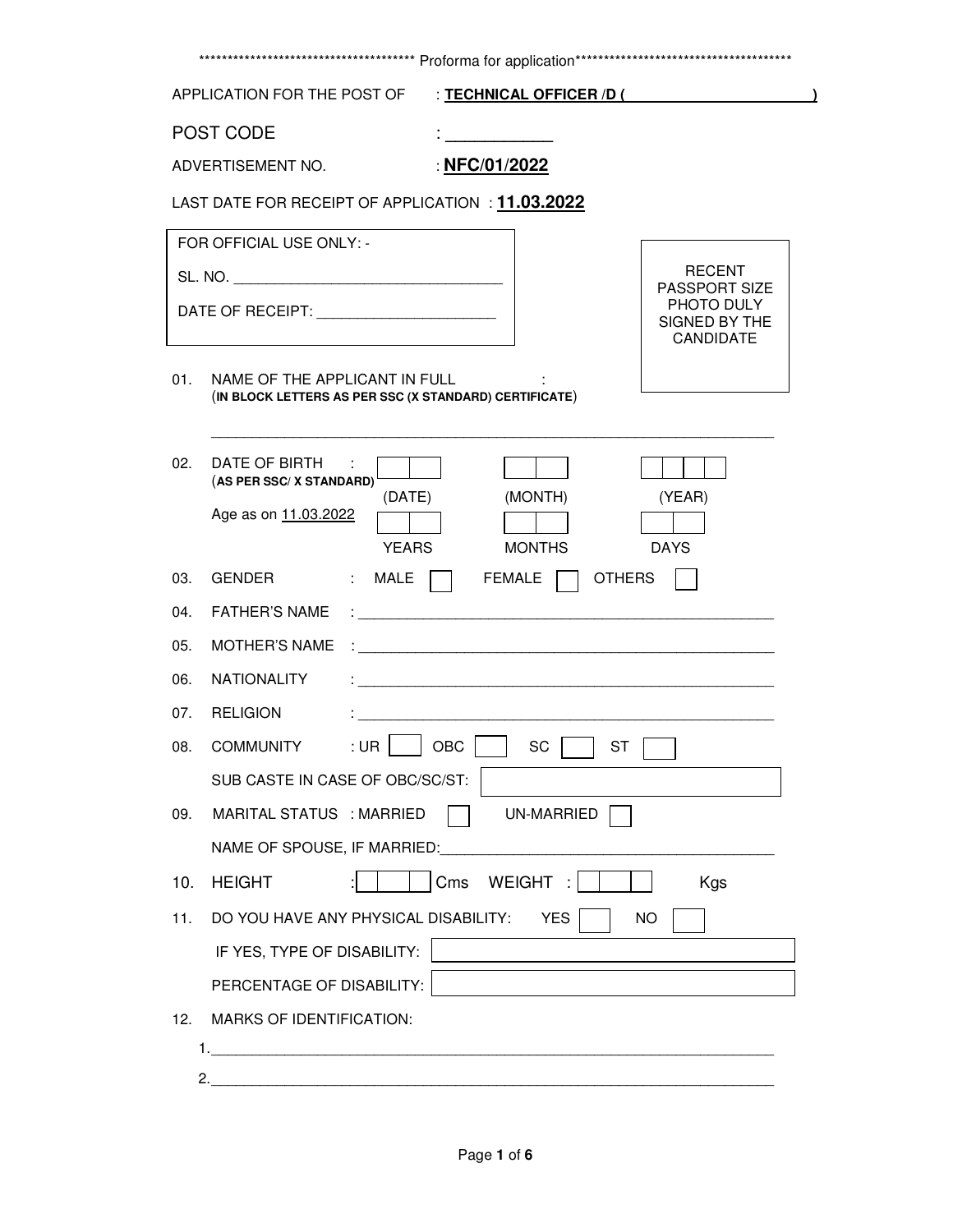*************************************** Proforma for application***************************************

APPLICATION FOR THE POST OF : **TECHNICAL OFFICER /D ( )**

POST CODE : ___________

ADVERTISEMENT NO. : **NFC/01/2022**

LAST DATE FOR RECEIPT OF APPLICATION : **11.03.2022**

FOR OFFICIAL USE ONLY: -

SL. NO. ________________________________

DATE OF RECEIPT: ______________________

RECENT PASSPORT SIZE PHOTO DULY SIGNED BY THE CANDIDATE

01. NAME OF THE APPLICANT IN FULL :
(**IN BLOCK LETTERS AS PER SSC (X STANDARD) CERTIFICATE**)

______________________________________________________________________

02. DATE OF BIRTH : (**AS PER SSC/ X STANDARD**)

| | | |
|---|---|---|
| (DATE) | (MONTH) | (YEAR) |

Age as on 11.03.2022

| | | |
|---|---|---|
| YEARS | MONTHS | DAYS |

03. GENDER : MALE ☐ FEMALE ☐ OTHERS ☐

04. FATHER'S NAME : ____________________________________________________

05. MOTHER'S NAME : ____________________________________________________

06. NATIONALITY : ____________________________________________________

07. RELIGION : ____________________________________________________

08. COMMUNITY : UR ☐ OBC ☐ SC ☐ ST ☐

SUB CASTE IN CASE OF OBC/SC/ST: ☐

09. MARITAL STATUS : MARRIED ☐ UN-MARRIED ☐

NAME OF SPOUSE, IF MARRIED:_______________________________________

10. HEIGHT : ☐☐☐ Cms WEIGHT : ☐☐☐ Kgs

11. DO YOU HAVE ANY PHYSICAL DISABILITY: YES ☐ NO ☐

IF YES, TYPE OF DISABILITY: ☐

PERCENTAGE OF DISABILITY: ☐

12. MARKS OF IDENTIFICATION:

1.______________________________________________________________________

2.______________________________________________________________________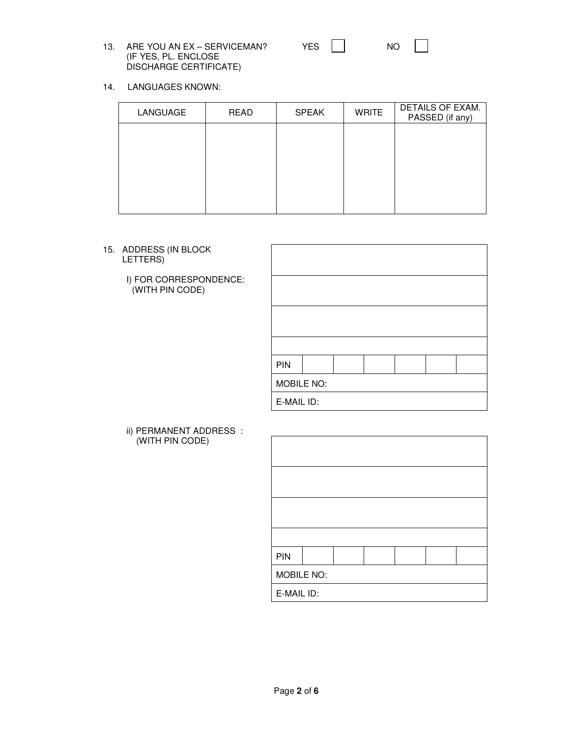13. ARE YOU AN EX – SERVICEMAN? (IF YES, PL. ENCLOSE DISCHARGE CERTIFICATE) YES ☐ NO ☐

14. LANGUAGES KNOWN:

| LANGUAGE | READ | SPEAK | WRITE | DETAILS OF EXAM. PASSED (if any) |
|---|---|---|---|---|
| | | | | |

15. ADDRESS (IN BLOCK LETTERS)

I) FOR CORRESPONDENCE: (WITH PIN CODE)

| | | | | | | |
|---|---|---|---|---|---|---|
| | | | | | | |
| | | | | | | |
| | | | | | | |
| | | | | | | |
| PIN | | | | | | |
| MOBILE NO: | | | | | | |
| E-MAIL ID: | | | | | | |

ii) PERMANENT ADDRESS : (WITH PIN CODE)

| | | | | | | |
|---|---|---|---|---|---|---|
| | | | | | | |
| | | | | | | |
| | | | | | | |
| | | | | | | |
| PIN | | | | | | |
| MOBILE NO: | | | | | | |
| E-MAIL ID: | | | | | | |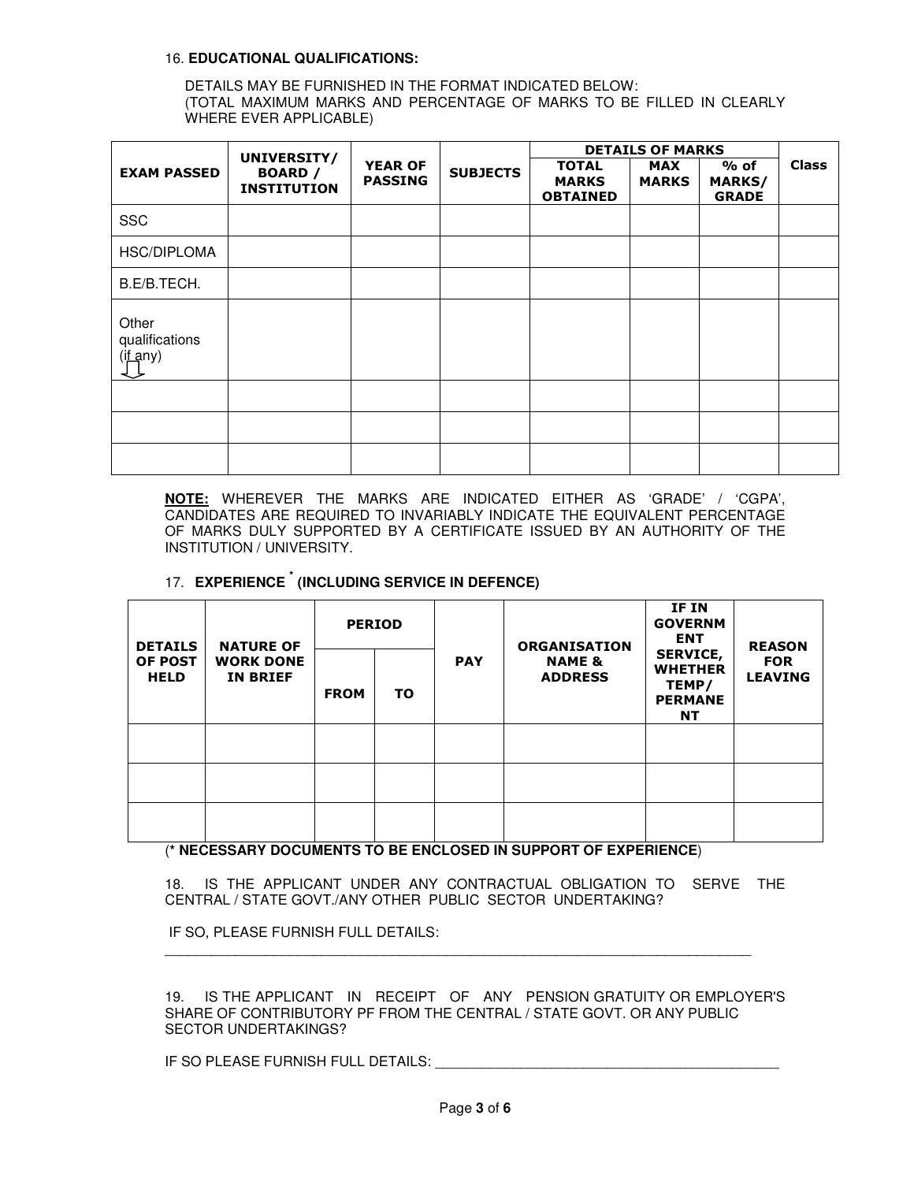16. **EDUCATIONAL QUALIFICATIONS:**

DETAILS MAY BE FURNISHED IN THE FORMAT INDICATED BELOW:
(TOTAL MAXIMUM MARKS AND PERCENTAGE OF MARKS TO BE FILLED IN CLEARLY WHERE EVER APPLICABLE)

| EXAM PASSED | UNIVERSITY/ BOARD / INSTITUTION | YEAR OF PASSING | SUBJECTS | DETAILS OF MARKS | | | Class |
|---|---|---|---|---|---|---|---|
| | | | | TOTAL MARKS OBTAINED | MAX MARKS | % of MARKS/ GRADE | |
| SSC | | | | | | | |
| HSC/DIPLOMA | | | | | | | |
| B.E/B.TECH. | | | | | | | |
| Other qualifications (if any) ⇩ | | | | | | | |
| | | | | | | | |
| | | | | | | | |
| | | | | | | | |

**NOTE:** WHEREVER THE MARKS ARE INDICATED EITHER AS 'GRADE' / 'CGPA', CANDIDATES ARE REQUIRED TO INVARIABLY INDICATE THE EQUIVALENT PERCENTAGE OF MARKS DULY SUPPORTED BY A CERTIFICATE ISSUED BY AN AUTHORITY OF THE INSTITUTION / UNIVERSITY.

17. **EXPERIENCE * (INCLUDING SERVICE IN DEFENCE)**

| DETAILS OF POST HELD | NATURE OF WORK DONE IN BRIEF | PERIOD | | PAY | ORGANISATION NAME & ADDRESS | IF IN GOVERNMENT SERVICE, WHETHER TEMP/ PERMANENT | REASON FOR LEAVING |
|---|---|---|---|---|---|---|---|
| | | FROM | TO | | | | |
| | | | | | | | |
| | | | | | | | |
| | | | | | | | |

(* **NECESSARY DOCUMENTS TO BE ENCLOSED IN SUPPORT OF EXPERIENCE**)

18. IS THE APPLICANT UNDER ANY CONTRACTUAL OBLIGATION TO SERVE THE CENTRAL / STATE GOVT./ANY OTHER PUBLIC SECTOR UNDERTAKING?

IF SO, PLEASE FURNISH FULL DETAILS:

_______________________________________________________________________________

19. IS THE APPLICANT IN RECEIPT OF ANY PENSION GRATUITY OR EMPLOYER'S SHARE OF CONTRIBUTORY PF FROM THE CENTRAL / STATE GOVT. OR ANY PUBLIC SECTOR UNDERTAKINGS?

IF SO PLEASE FURNISH FULL DETAILS: _____________________________________________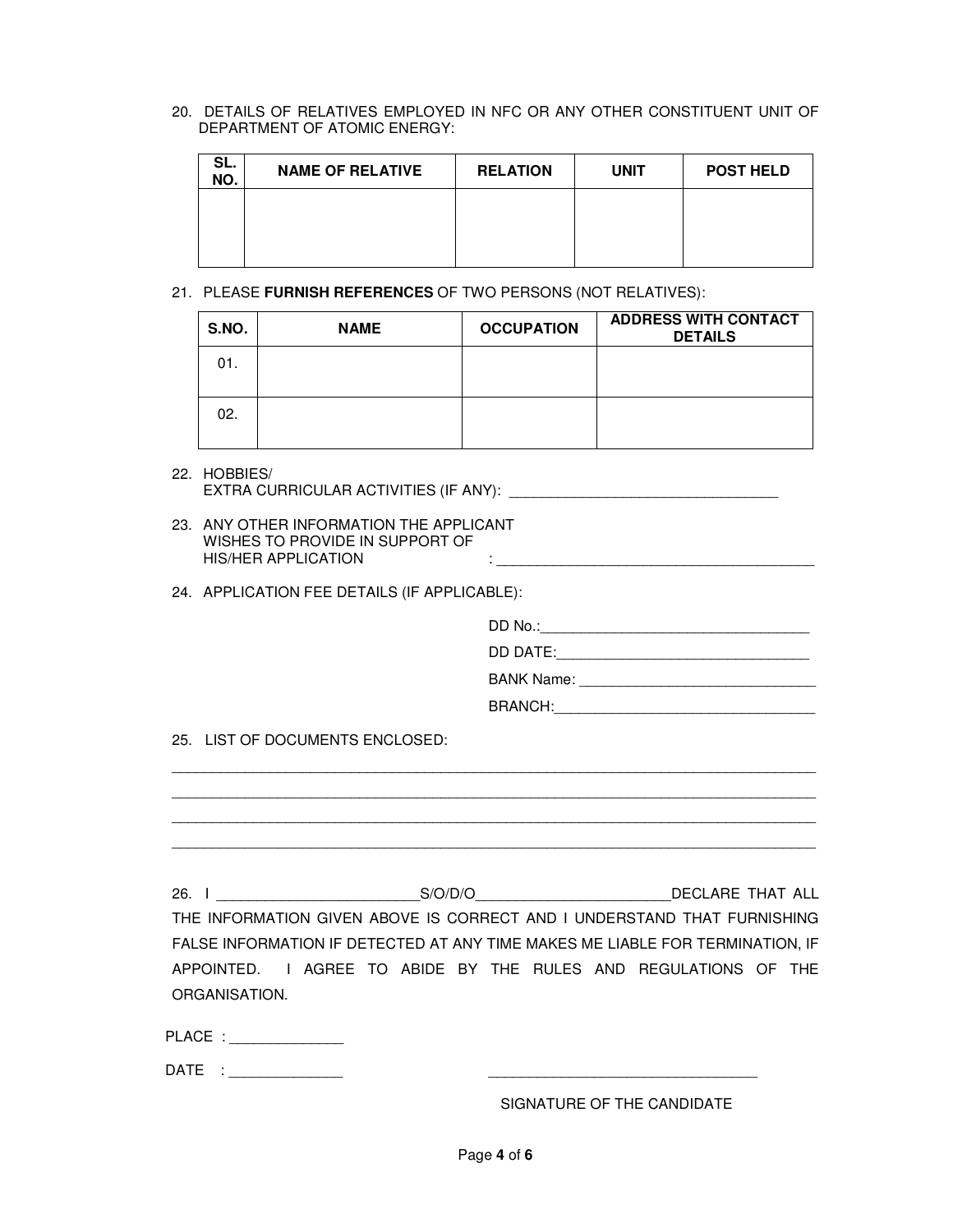20. DETAILS OF RELATIVES EMPLOYED IN NFC OR ANY OTHER CONSTITUENT UNIT OF DEPARTMENT OF ATOMIC ENERGY:

| SL. NO. | NAME OF RELATIVE | RELATION | UNIT | POST HELD |
|---|---|---|---|---|
| | | | | |

21. PLEASE **FURNISH REFERENCES** OF TWO PERSONS (NOT RELATIVES):

| S.NO. | NAME | OCCUPATION | ADDRESS WITH CONTACT DETAILS |
|---|---|---|---|
| 01. | | | |
| 02. | | | |

22. HOBBIES/
EXTRA CURRICULAR ACTIVITIES (IF ANY): ________________________________

23. ANY OTHER INFORMATION THE APPLICANT WISHES TO PROVIDE IN SUPPORT OF HIS/HER APPLICATION : ______________________________________

24. APPLICATION FEE DETAILS (IF APPLICABLE):

DD No.:________________________________

DD DATE:______________________________

BANK Name: ____________________________

BRANCH:_______________________________

25. LIST OF DOCUMENTS ENCLOSED:

_______________________________________________________________________________

_______________________________________________________________________________

_______________________________________________________________________________

_______________________________________________________________________________

26. I ________________________S/O/D/O_______________________DECLARE THAT ALL THE INFORMATION GIVEN ABOVE IS CORRECT AND I UNDERSTAND THAT FURNISHING FALSE INFORMATION IF DETECTED AT ANY TIME MAKES ME LIABLE FOR TERMINATION, IF APPOINTED. I AGREE TO ABIDE BY THE RULES AND REGULATIONS OF THE ORGANISATION.

PLACE : ______________

DATE : ______________

________________________________

SIGNATURE OF THE CANDIDATE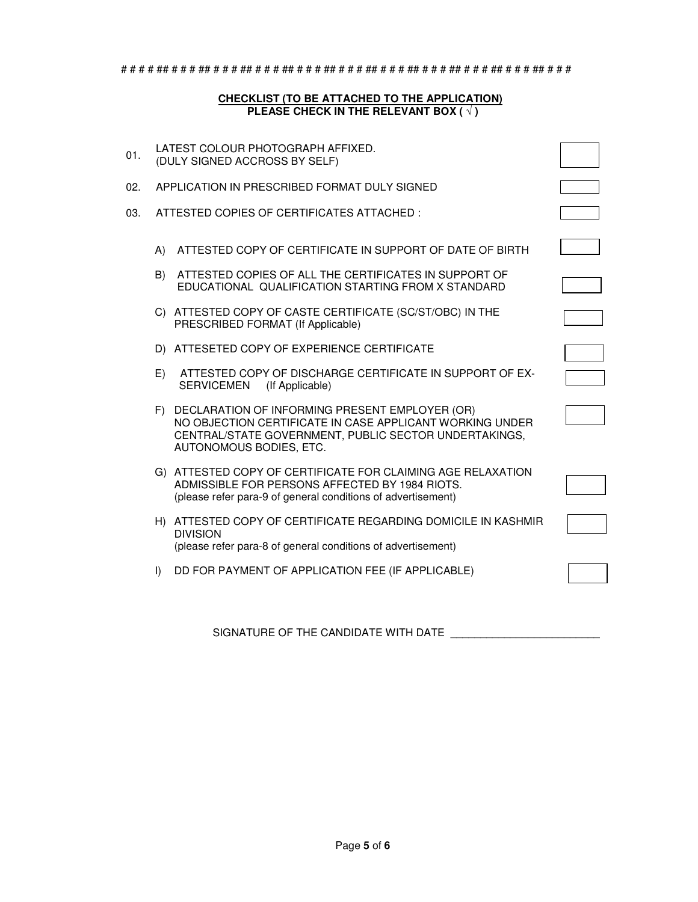# # # # ## # # # # ## # # # # ## # # # # ## # # # # ## # # # # ## # # # # ## # # # # ## # # # # ## # # # # ## # # # #

**CHECKLIST (TO BE ATTACHED TO THE APPLICATION)**
**PLEASE CHECK IN THE RELEVANT BOX ( √ )**

| | | |
|---|---|---|
| 01. | LATEST COLOUR PHOTOGRAPH AFFIXED. (DULY SIGNED ACCROSS BY SELF) | ☐ |
| 02. | APPLICATION IN PRESCRIBED FORMAT DULY SIGNED | ☐ |
| 03. | ATTESTED COPIES OF CERTIFICATES ATTACHED : | ☐ |
| | A) ATTESTED COPY OF CERTIFICATE IN SUPPORT OF DATE OF BIRTH | ☐ |
| | B) ATTESTED COPIES OF ALL THE CERTIFICATES IN SUPPORT OF EDUCATIONAL QUALIFICATION STARTING FROM X STANDARD | ☐ |
| | C) ATTESTED COPY OF CASTE CERTIFICATE (SC/ST/OBC) IN THE PRESCRIBED FORMAT (If Applicable) | ☐ |
| | D) ATTESETED COPY OF EXPERIENCE CERTIFICATE | ☐ |
| | E) ATTESTED COPY OF DISCHARGE CERTIFICATE IN SUPPORT OF EX-SERVICEMEN (If Applicable) | ☐ |
| | F) DECLARATION OF INFORMING PRESENT EMPLOYER (OR) NO OBJECTION CERTIFICATE IN CASE APPLICANT WORKING UNDER CENTRAL/STATE GOVERNMENT, PUBLIC SECTOR UNDERTAKINGS, AUTONOMOUS BODIES, ETC. | ☐ |
| | G) ATTESTED COPY OF CERTIFICATE FOR CLAIMING AGE RELAXATION ADMISSIBLE FOR PERSONS AFFECTED BY 1984 RIOTS. (please refer para-9 of general conditions of advertisement) | ☐ |
| | H) ATTESTED COPY OF CERTIFICATE REGARDING DOMICILE IN KASHMIR DIVISION (please refer para-8 of general conditions of advertisement) | ☐ |
| | I) DD FOR PAYMENT OF APPLICATION FEE (IF APPLICABLE) | ☐ |

SIGNATURE OF THE CANDIDATE WITH DATE ________________________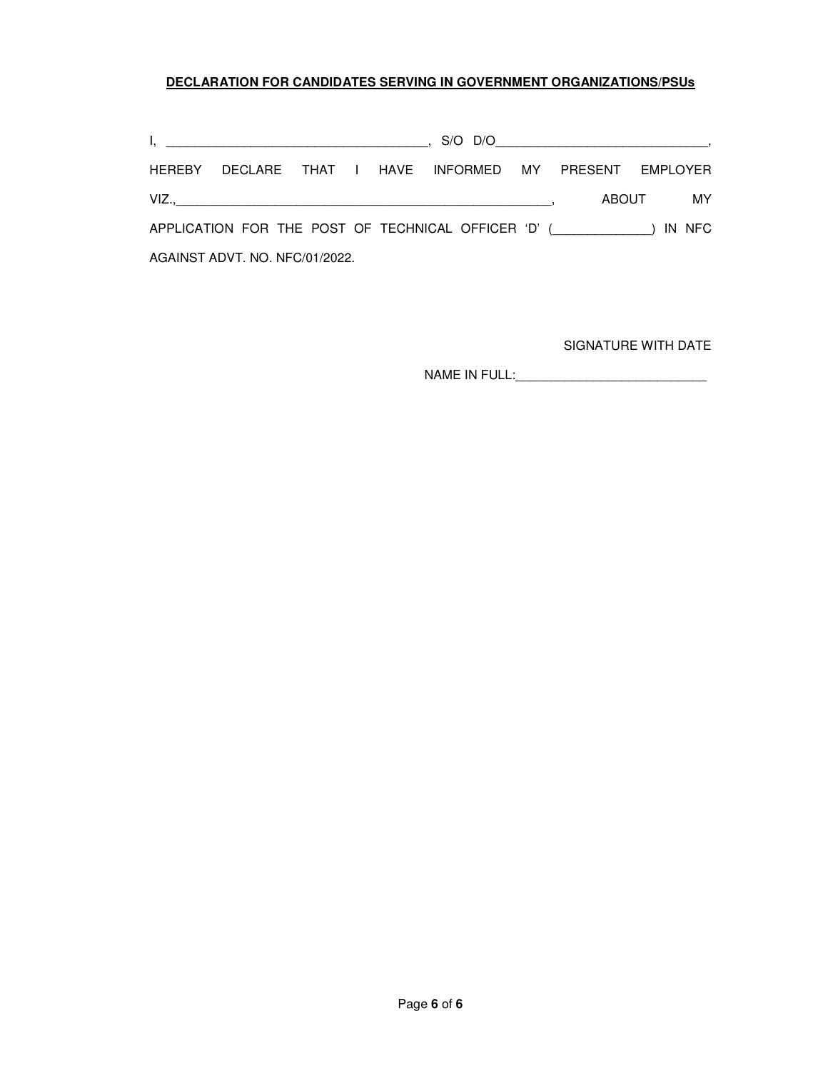**<u>DECLARATION FOR CANDIDATES SERVING IN GOVERNMENT ORGANIZATIONS/PSUs</u>**

I, ____________________________________, S/O D/O______________________________, HEREBY DECLARE THAT I HAVE INFORMED MY PRESENT EMPLOYER VIZ.,_____________________________________________________, ABOUT MY APPLICATION FOR THE POST OF TECHNICAL OFFICER 'D' (_____________) IN NFC AGAINST ADVT. NO. NFC/01/2022.

SIGNATURE WITH DATE

NAME IN FULL:___________________________